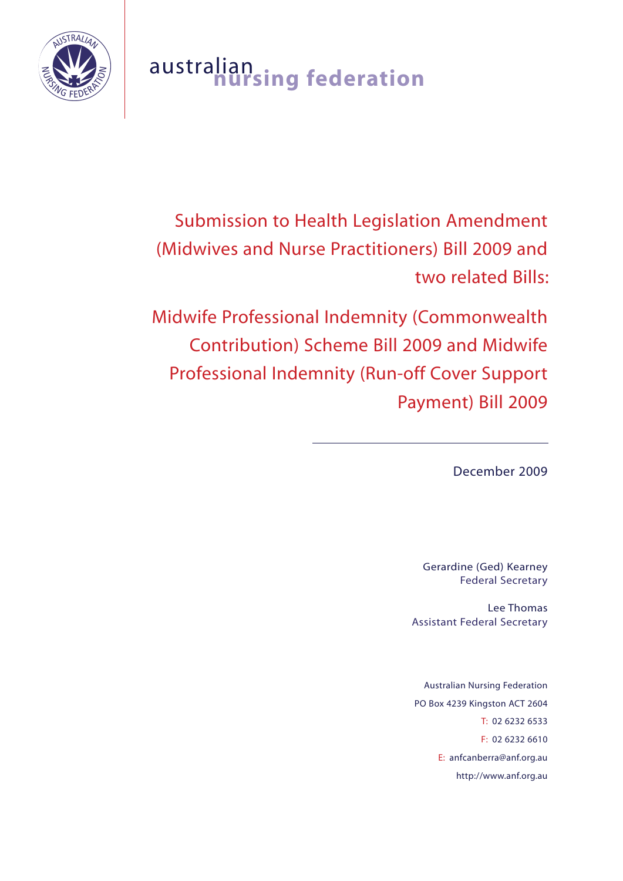australian nursing federation

# Submission to Health Legislation Amendment (Midwives and Nurse Practitioners) Bill 2009 and two related Bills:

# Midwife Professional Indemnity (Commonwealth Contribution) Scheme Bill 2009 and Midwife Professional Indemnity (Run-off Cover Support Payment) Bill 2009

December 2009

Gerardine (Ged) Kearney
Federal Secretary

Lee Thomas
Assistant Federal Secretary

Australian Nursing Federation
PO Box 4239 Kingston ACT 2604
T: 02 6232 6533
F: 02 6232 6610
E: anfcanberra@anf.org.au
http://www.anf.org.au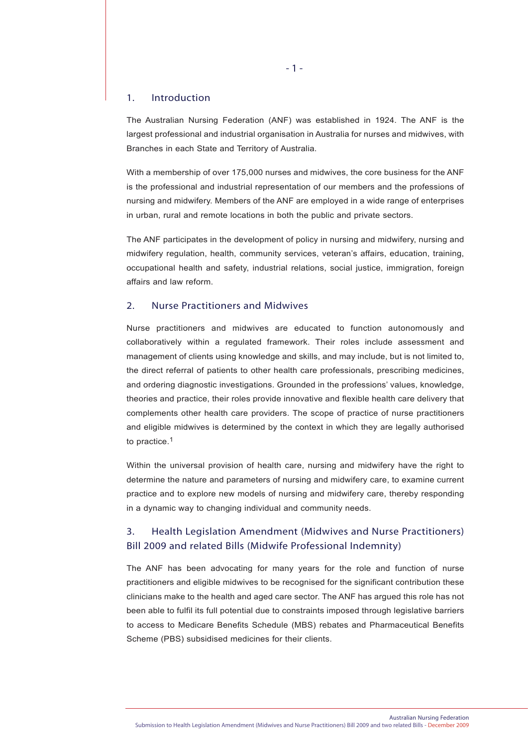## 1. Introduction

The Australian Nursing Federation (ANF) was established in 1924. The ANF is the largest professional and industrial organisation in Australia for nurses and midwives, with Branches in each State and Territory of Australia.

With a membership of over 175,000 nurses and midwives, the core business for the ANF is the professional and industrial representation of our members and the professions of nursing and midwifery. Members of the ANF are employed in a wide range of enterprises in urban, rural and remote locations in both the public and private sectors.

The ANF participates in the development of policy in nursing and midwifery, nursing and midwifery regulation, health, community services, veteran's affairs, education, training, occupational health and safety, industrial relations, social justice, immigration, foreign affairs and law reform.

## 2. Nurse Practitioners and Midwives

Nurse practitioners and midwives are educated to function autonomously and collaboratively within a regulated framework. Their roles include assessment and management of clients using knowledge and skills, and may include, but is not limited to, the direct referral of patients to other health care professionals, prescribing medicines, and ordering diagnostic investigations. Grounded in the professions' values, knowledge, theories and practice, their roles provide innovative and flexible health care delivery that complements other health care providers. The scope of practice of nurse practitioners and eligible midwives is determined by the context in which they are legally authorised to practice.[1]

Within the universal provision of health care, nursing and midwifery have the right to determine the nature and parameters of nursing and midwifery care, to examine current practice and to explore new models of nursing and midwifery care, thereby responding in a dynamic way to changing individual and community needs.

## 3. Health Legislation Amendment (Midwives and Nurse Practitioners) Bill 2009 and related Bills (Midwife Professional Indemnity)

The ANF has been advocating for many years for the role and function of nurse practitioners and eligible midwives to be recognised for the significant contribution these clinicians make to the health and aged care sector. The ANF has argued this role has not been able to fulfil its full potential due to constraints imposed through legislative barriers to access to Medicare Benefits Schedule (MBS) rebates and Pharmaceutical Benefits Scheme (PBS) subsidised medicines for their clients.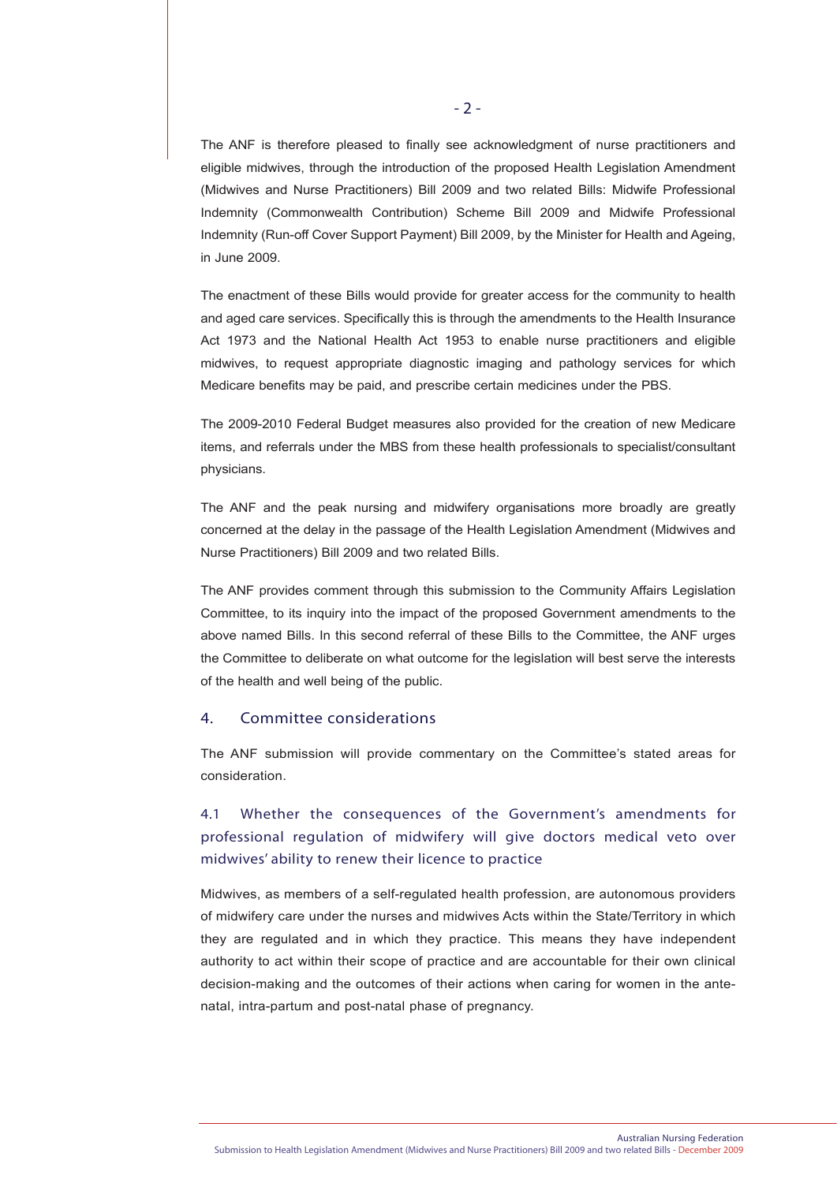The ANF is therefore pleased to finally see acknowledgment of nurse practitioners and eligible midwives, through the introduction of the proposed Health Legislation Amendment (Midwives and Nurse Practitioners) Bill 2009 and two related Bills: Midwife Professional Indemnity (Commonwealth Contribution) Scheme Bill 2009 and Midwife Professional Indemnity (Run-off Cover Support Payment) Bill 2009, by the Minister for Health and Ageing, in June 2009.

The enactment of these Bills would provide for greater access for the community to health and aged care services. Specifically this is through the amendments to the Health Insurance Act 1973 and the National Health Act 1953 to enable nurse practitioners and eligible midwives, to request appropriate diagnostic imaging and pathology services for which Medicare benefits may be paid, and prescribe certain medicines under the PBS.

The 2009-2010 Federal Budget measures also provided for the creation of new Medicare items, and referrals under the MBS from these health professionals to specialist/consultant physicians.

The ANF and the peak nursing and midwifery organisations more broadly are greatly concerned at the delay in the passage of the Health Legislation Amendment (Midwives and Nurse Practitioners) Bill 2009 and two related Bills.

The ANF provides comment through this submission to the Community Affairs Legislation Committee, to its inquiry into the impact of the proposed Government amendments to the above named Bills. In this second referral of these Bills to the Committee, the ANF urges the Committee to deliberate on what outcome for the legislation will best serve the interests of the health and well being of the public.

## 4. Committee considerations

The ANF submission will provide commentary on the Committee's stated areas for consideration.

### 4.1 Whether the consequences of the Government's amendments for professional regulation of midwifery will give doctors medical veto over midwives' ability to renew their licence to practice

Midwives, as members of a self-regulated health profession, are autonomous providers of midwifery care under the nurses and midwives Acts within the State/Territory in which they are regulated and in which they practice. This means they have independent authority to act within their scope of practice and are accountable for their own clinical decision-making and the outcomes of their actions when caring for women in the ante-natal, intra-partum and post-natal phase of pregnancy.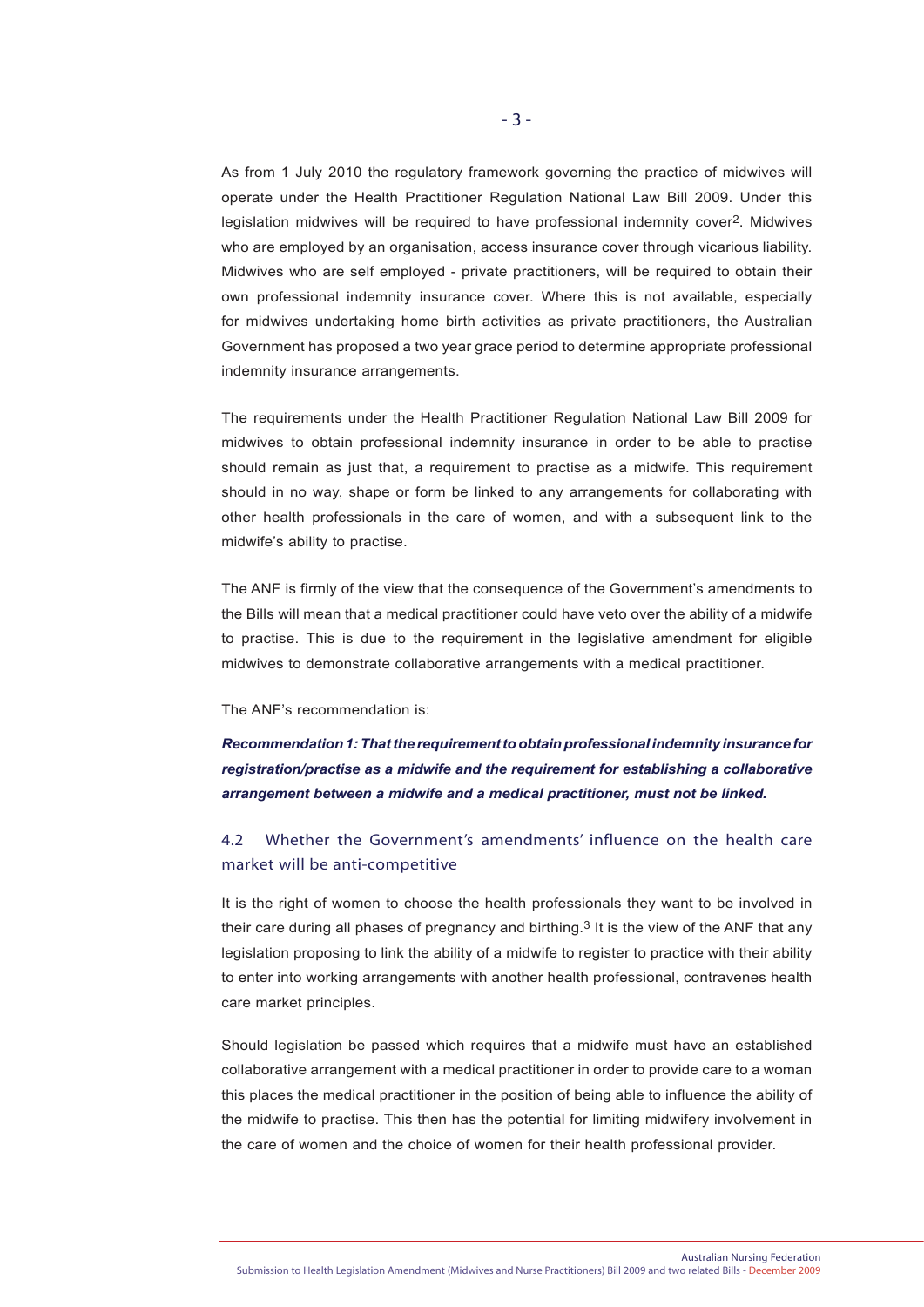As from 1 July 2010 the regulatory framework governing the practice of midwives will operate under the Health Practitioner Regulation National Law Bill 2009. Under this legislation midwives will be required to have professional indemnity cover[2]. Midwives who are employed by an organisation, access insurance cover through vicarious liability. Midwives who are self employed - private practitioners, will be required to obtain their own professional indemnity insurance cover. Where this is not available, especially for midwives undertaking home birth activities as private practitioners, the Australian Government has proposed a two year grace period to determine appropriate professional indemnity insurance arrangements.

The requirements under the Health Practitioner Regulation National Law Bill 2009 for midwives to obtain professional indemnity insurance in order to be able to practise should remain as just that, a requirement to practise as a midwife. This requirement should in no way, shape or form be linked to any arrangements for collaborating with other health professionals in the care of women, and with a subsequent link to the midwife's ability to practise.

The ANF is firmly of the view that the consequence of the Government's amendments to the Bills will mean that a medical practitioner could have veto over the ability of a midwife to practise. This is due to the requirement in the legislative amendment for eligible midwives to demonstrate collaborative arrangements with a medical practitioner.

The ANF's recommendation is:

***Recommendation 1: That the requirement to obtain professional indemnity insurance for registration/practise as a midwife and the requirement for establishing a collaborative arrangement between a midwife and a medical practitioner, must not be linked.***

## 4.2 Whether the Government's amendments' influence on the health care market will be anti-competitive

It is the right of women to choose the health professionals they want to be involved in their care during all phases of pregnancy and birthing.[3] It is the view of the ANF that any legislation proposing to link the ability of a midwife to register to practice with their ability to enter into working arrangements with another health professional, contravenes health care market principles.

Should legislation be passed which requires that a midwife must have an established collaborative arrangement with a medical practitioner in order to provide care to a woman this places the medical practitioner in the position of being able to influence the ability of the midwife to practise. This then has the potential for limiting midwifery involvement in the care of women and the choice of women for their health professional provider.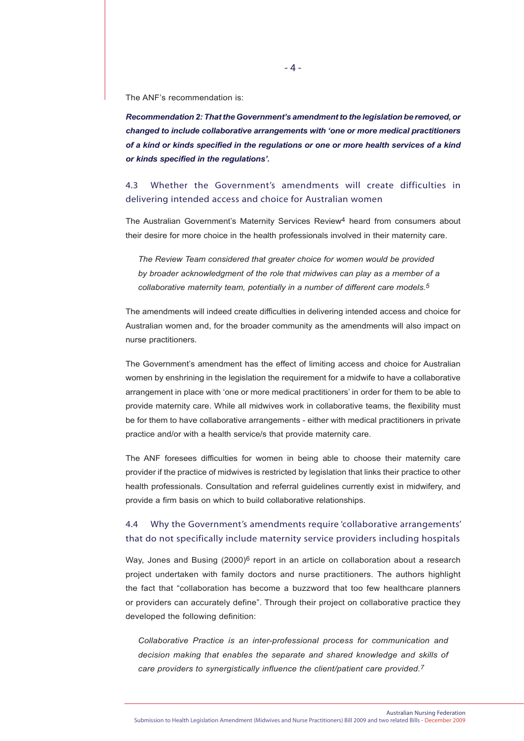The ANF's recommendation is:

***Recommendation 2: That the Government's amendment to the legislation be removed, or changed to include collaborative arrangements with 'one or more medical practitioners of a kind or kinds specified in the regulations or one or more health services of a kind or kinds specified in the regulations'.***

### 4.3 Whether the Government's amendments will create difficulties in delivering intended access and choice for Australian women

The Australian Government's Maternity Services Review[4] heard from consumers about their desire for more choice in the health professionals involved in their maternity care.

> *The Review Team considered that greater choice for women would be provided by broader acknowledgment of the role that midwives can play as a member of a collaborative maternity team, potentially in a number of different care models.[5]*

The amendments will indeed create difficulties in delivering intended access and choice for Australian women and, for the broader community as the amendments will also impact on nurse practitioners.

The Government's amendment has the effect of limiting access and choice for Australian women by enshrining in the legislation the requirement for a midwife to have a collaborative arrangement in place with 'one or more medical practitioners' in order for them to be able to provide maternity care. While all midwives work in collaborative teams, the flexibility must be for them to have collaborative arrangements - either with medical practitioners in private practice and/or with a health service/s that provide maternity care.

The ANF foresees difficulties for women in being able to choose their maternity care provider if the practice of midwives is restricted by legislation that links their practice to other health professionals. Consultation and referral guidelines currently exist in midwifery, and provide a firm basis on which to build collaborative relationships.

### 4.4 Why the Government's amendments require 'collaborative arrangements' that do not specifically include maternity service providers including hospitals

Way, Jones and Busing (2000)[6] report in an article on collaboration about a research project undertaken with family doctors and nurse practitioners. The authors highlight the fact that "collaboration has become a buzzword that too few healthcare planners or providers can accurately define". Through their project on collaborative practice they developed the following definition:

> *Collaborative Practice is an inter-professional process for communication and decision making that enables the separate and shared knowledge and skills of care providers to synergistically influence the client/patient care provided.[7]*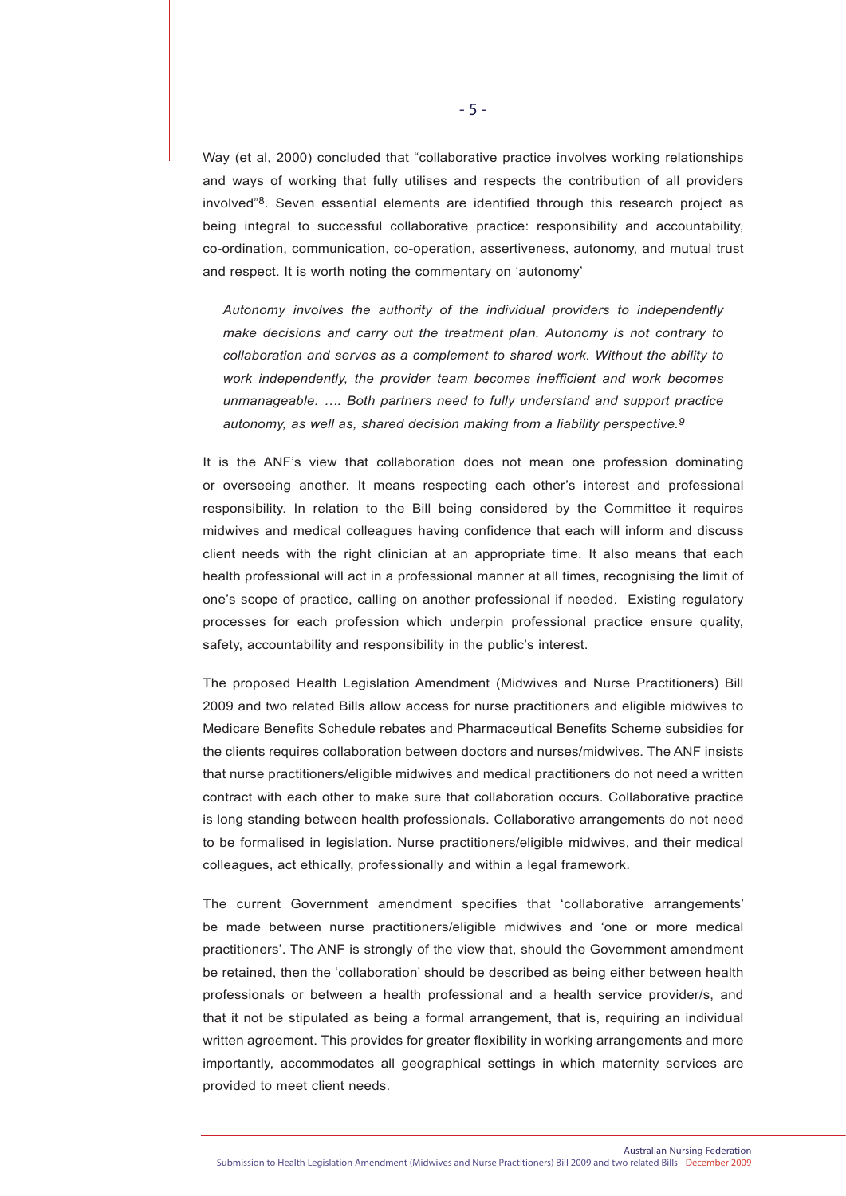Way (et al, 2000) concluded that "collaborative practice involves working relationships and ways of working that fully utilises and respects the contribution of all providers involved"[8]. Seven essential elements are identified through this research project as being integral to successful collaborative practice: responsibility and accountability, co-ordination, communication, co-operation, assertiveness, autonomy, and mutual trust and respect. It is worth noting the commentary on 'autonomy'

> *Autonomy involves the authority of the individual providers to independently make decisions and carry out the treatment plan. Autonomy is not contrary to collaboration and serves as a complement to shared work. Without the ability to work independently, the provider team becomes inefficient and work becomes unmanageable. …. Both partners need to fully understand and support practice autonomy, as well as, shared decision making from a liability perspective.*[9]

It is the ANF's view that collaboration does not mean one profession dominating or overseeing another. It means respecting each other's interest and professional responsibility. In relation to the Bill being considered by the Committee it requires midwives and medical colleagues having confidence that each will inform and discuss client needs with the right clinician at an appropriate time. It also means that each health professional will act in a professional manner at all times, recognising the limit of one's scope of practice, calling on another professional if needed. Existing regulatory processes for each profession which underpin professional practice ensure quality, safety, accountability and responsibility in the public's interest.

The proposed Health Legislation Amendment (Midwives and Nurse Practitioners) Bill 2009 and two related Bills allow access for nurse practitioners and eligible midwives to Medicare Benefits Schedule rebates and Pharmaceutical Benefits Scheme subsidies for the clients requires collaboration between doctors and nurses/midwives. The ANF insists that nurse practitioners/eligible midwives and medical practitioners do not need a written contract with each other to make sure that collaboration occurs. Collaborative practice is long standing between health professionals. Collaborative arrangements do not need to be formalised in legislation. Nurse practitioners/eligible midwives, and their medical colleagues, act ethically, professionally and within a legal framework.

The current Government amendment specifies that 'collaborative arrangements' be made between nurse practitioners/eligible midwives and 'one or more medical practitioners'. The ANF is strongly of the view that, should the Government amendment be retained, then the 'collaboration' should be described as being either between health professionals or between a health professional and a health service provider/s, and that it not be stipulated as being a formal arrangement, that is, requiring an individual written agreement. This provides for greater flexibility in working arrangements and more importantly, accommodates all geographical settings in which maternity services are provided to meet client needs.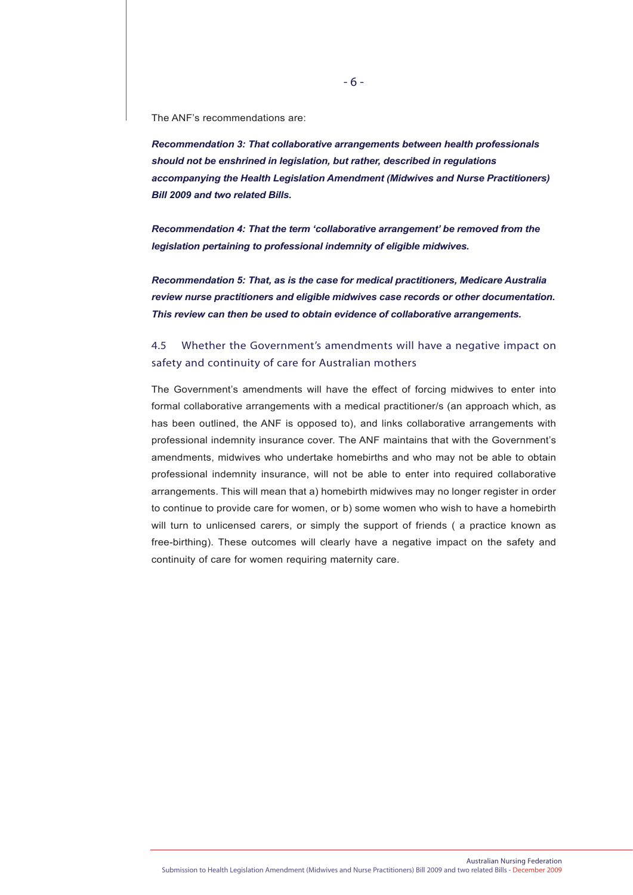The ANF's recommendations are:

***Recommendation 3: That collaborative arrangements between health professionals should not be enshrined in legislation, but rather, described in regulations accompanying the Health Legislation Amendment (Midwives and Nurse Practitioners) Bill 2009 and two related Bills.***

***Recommendation 4: That the term 'collaborative arrangement' be removed from the legislation pertaining to professional indemnity of eligible midwives.***

***Recommendation 5: That, as is the case for medical practitioners, Medicare Australia review nurse practitioners and eligible midwives case records or other documentation. This review can then be used to obtain evidence of collaborative arrangements.***

### 4.5 Whether the Government's amendments will have a negative impact on safety and continuity of care for Australian mothers

The Government's amendments will have the effect of forcing midwives to enter into formal collaborative arrangements with a medical practitioner/s (an approach which, as has been outlined, the ANF is opposed to), and links collaborative arrangements with professional indemnity insurance cover. The ANF maintains that with the Government's amendments, midwives who undertake homebirths and who may not be able to obtain professional indemnity insurance, will not be able to enter into required collaborative arrangements. This will mean that a) homebirth midwives may no longer register in order to continue to provide care for women, or b) some women who wish to have a homebirth will turn to unlicensed carers, or simply the support of friends ( a practice known as free-birthing). These outcomes will clearly have a negative impact on the safety and continuity of care for women requiring maternity care.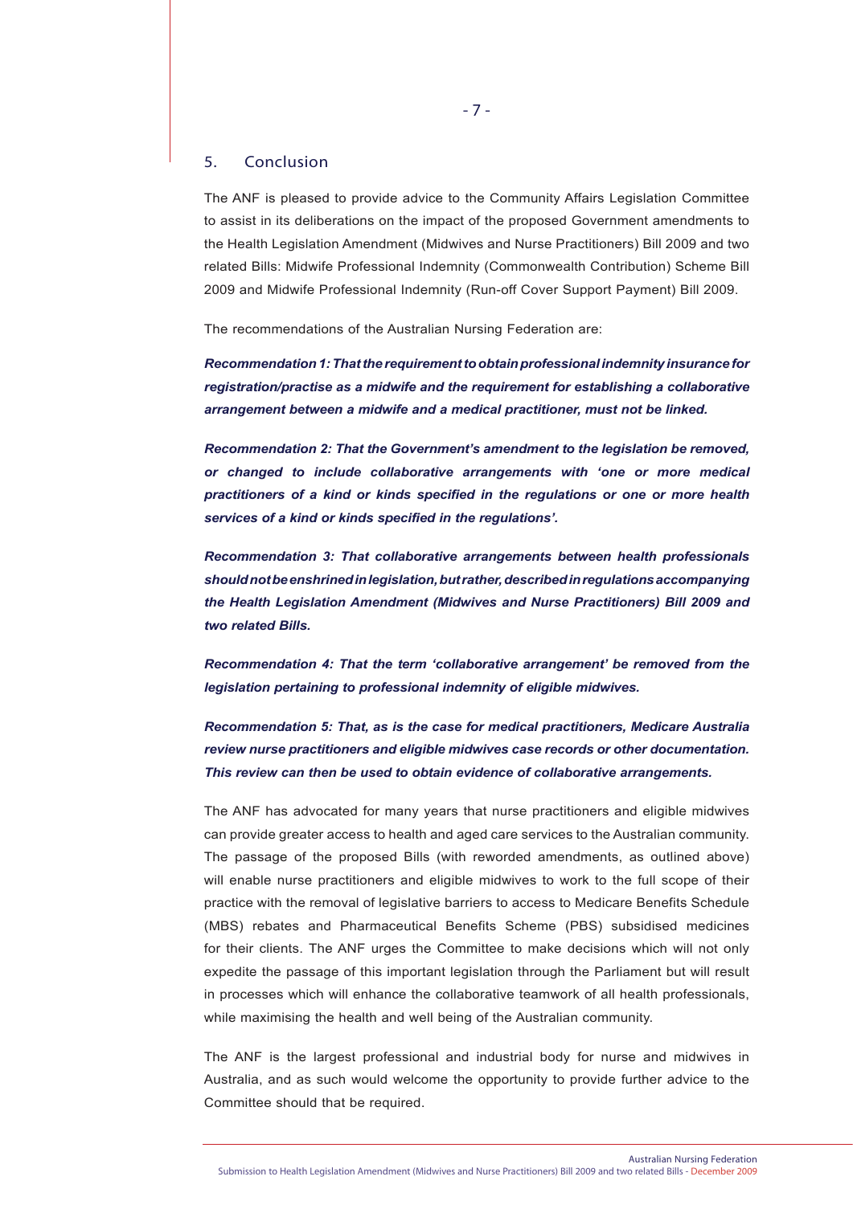## 5. Conclusion

The ANF is pleased to provide advice to the Community Affairs Legislation Committee to assist in its deliberations on the impact of the proposed Government amendments to the Health Legislation Amendment (Midwives and Nurse Practitioners) Bill 2009 and two related Bills: Midwife Professional Indemnity (Commonwealth Contribution) Scheme Bill 2009 and Midwife Professional Indemnity (Run-off Cover Support Payment) Bill 2009.

The recommendations of the Australian Nursing Federation are:

***Recommendation 1: That the requirement to obtain professional indemnity insurance for registration/practise as a midwife and the requirement for establishing a collaborative arrangement between a midwife and a medical practitioner, must not be linked.***

***Recommendation 2: That the Government's amendment to the legislation be removed, or changed to include collaborative arrangements with 'one or more medical practitioners of a kind or kinds specified in the regulations or one or more health services of a kind or kinds specified in the regulations'.***

***Recommendation 3: That collaborative arrangements between health professionals should not be enshrined in legislation, but rather, described in regulations accompanying the Health Legislation Amendment (Midwives and Nurse Practitioners) Bill 2009 and two related Bills.***

***Recommendation 4: That the term 'collaborative arrangement' be removed from the legislation pertaining to professional indemnity of eligible midwives.***

***Recommendation 5: That, as is the case for medical practitioners, Medicare Australia review nurse practitioners and eligible midwives case records or other documentation. This review can then be used to obtain evidence of collaborative arrangements.***

The ANF has advocated for many years that nurse practitioners and eligible midwives can provide greater access to health and aged care services to the Australian community. The passage of the proposed Bills (with reworded amendments, as outlined above) will enable nurse practitioners and eligible midwives to work to the full scope of their practice with the removal of legislative barriers to access to Medicare Benefits Schedule (MBS) rebates and Pharmaceutical Benefits Scheme (PBS) subsidised medicines for their clients. The ANF urges the Committee to make decisions which will not only expedite the passage of this important legislation through the Parliament but will result in processes which will enhance the collaborative teamwork of all health professionals, while maximising the health and well being of the Australian community.

The ANF is the largest professional and industrial body for nurse and midwives in Australia, and as such would welcome the opportunity to provide further advice to the Committee should that be required.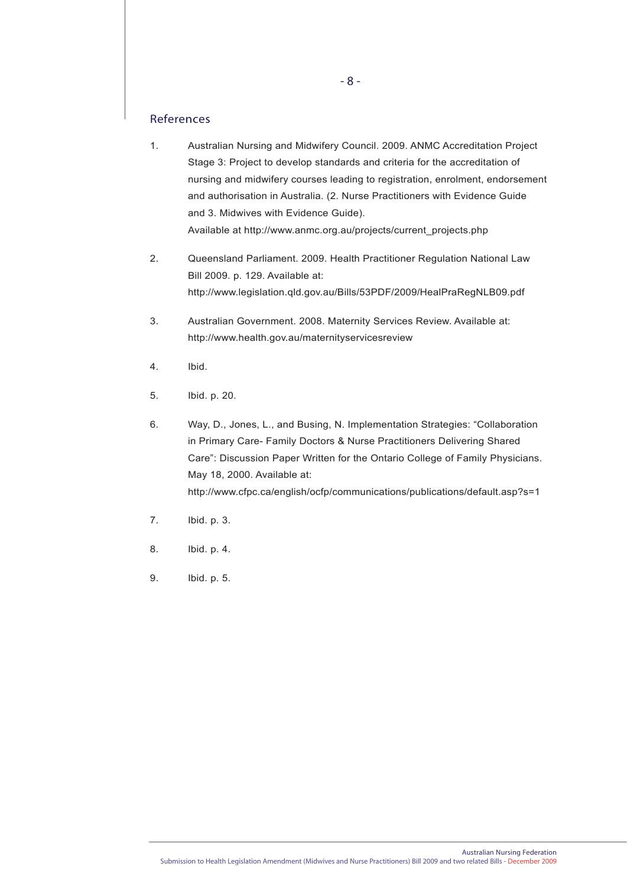## References

1. Australian Nursing and Midwifery Council. 2009. ANMC Accreditation Project Stage 3: Project to develop standards and criteria for the accreditation of nursing and midwifery courses leading to registration, enrolment, endorsement and authorisation in Australia. (2. Nurse Practitioners with Evidence Guide and 3. Midwives with Evidence Guide).
   Available at http://www.anmc.org.au/projects/current_projects.php

2. Queensland Parliament. 2009. Health Practitioner Regulation National Law Bill 2009. p. 129. Available at:
   http://www.legislation.qld.gov.au/Bills/53PDF/2009/HealPraRegNLB09.pdf

3. Australian Government. 2008. Maternity Services Review. Available at:
   http://www.health.gov.au/maternityservicesreview

4. Ibid.

5. Ibid. p. 20.

6. Way, D., Jones, L., and Busing, N. Implementation Strategies: "Collaboration in Primary Care- Family Doctors & Nurse Practitioners Delivering Shared Care": Discussion Paper Written for the Ontario College of Family Physicians. May 18, 2000. Available at:
   http://www.cfpc.ca/english/ocfp/communications/publications/default.asp?s=1

7. Ibid. p. 3.

8. Ibid. p. 4.

9. Ibid. p. 5.